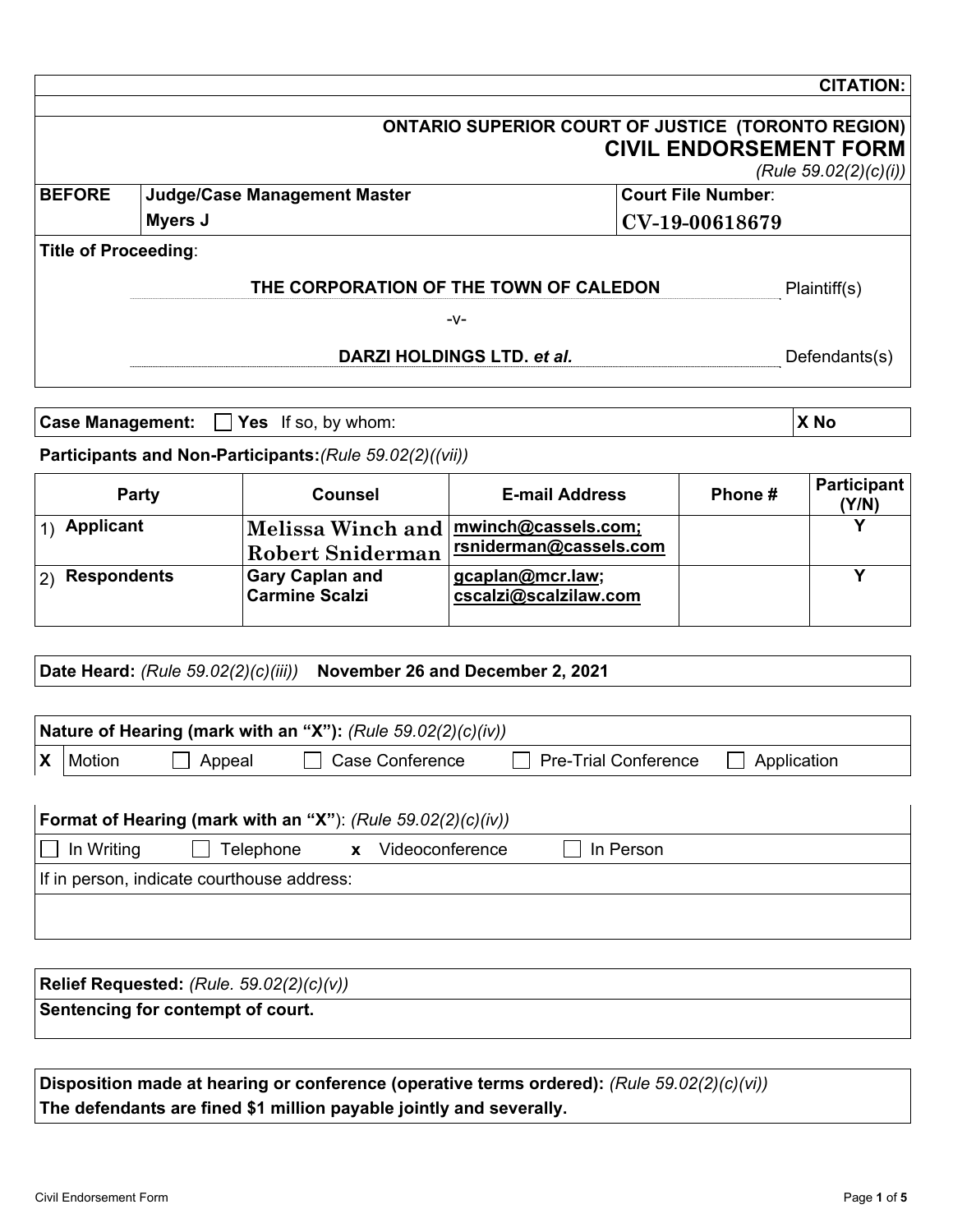**CITATION:**

**ONTARIO SUPERIOR COURT OF JUSTICE (TORONTO REGION)**

# CIVIL ENDORSEMENT FORM

*(Rule 59.02(2)(c)(i))*

| **BEFORE** | **Judge/Case Management Master** | **Court File Number**: |
|---|---|---|
| | **Myers J** | **CV-19-00618679** |

**Title of Proceeding**:

**THE CORPORATION OF THE TOWN OF CALEDON** Plaintiff(s)

-v-

**DARZI HOLDINGS LTD. *et al.*** Defendants(s)

**Case Management:** ☐ **Yes** If so, by whom: **X No**

**Participants and Non-Participants:***(Rule 59.02(2)((vii))*

| Party | Counsel | E-mail Address | Phone # | Participant (Y/N) |
|---|---|---|---|---|
| 1) **Applicant** | **Melissa Winch and Robert Sniderman** | **mwinch@cassels.com; rsniderman@cassels.com** | | **Y** |
| 2) **Respondents** | **Gary Caplan and Carmine Scalzi** | **gcaplan@mcr.law; cscalzi@scalzilaw.com** | | **Y** |

**Date Heard:** *(Rule 59.02(2)(c)(iii))* **November 26 and December 2, 2021**

**Nature of Hearing (mark with an "X"):** *(Rule 59.02(2)(c)(iv))*

**X** Motion ☐ Appeal ☐ Case Conference ☐ Pre-Trial Conference ☐ Application

**Format of Hearing (mark with an "X"**): *(Rule 59.02(2)(c)(iv))*

☐ In Writing ☐ Telephone **x** Videoconference ☐ In Person

If in person, indicate courthouse address:

**Relief Requested:** *(Rule. 59.02(2)(c)(v))*

**Sentencing for contempt of court.**

**Disposition made at hearing or conference (operative terms ordered):** *(Rule 59.02(2)(c)(vi))*

**The defendants are fined $1 million payable jointly and severally.**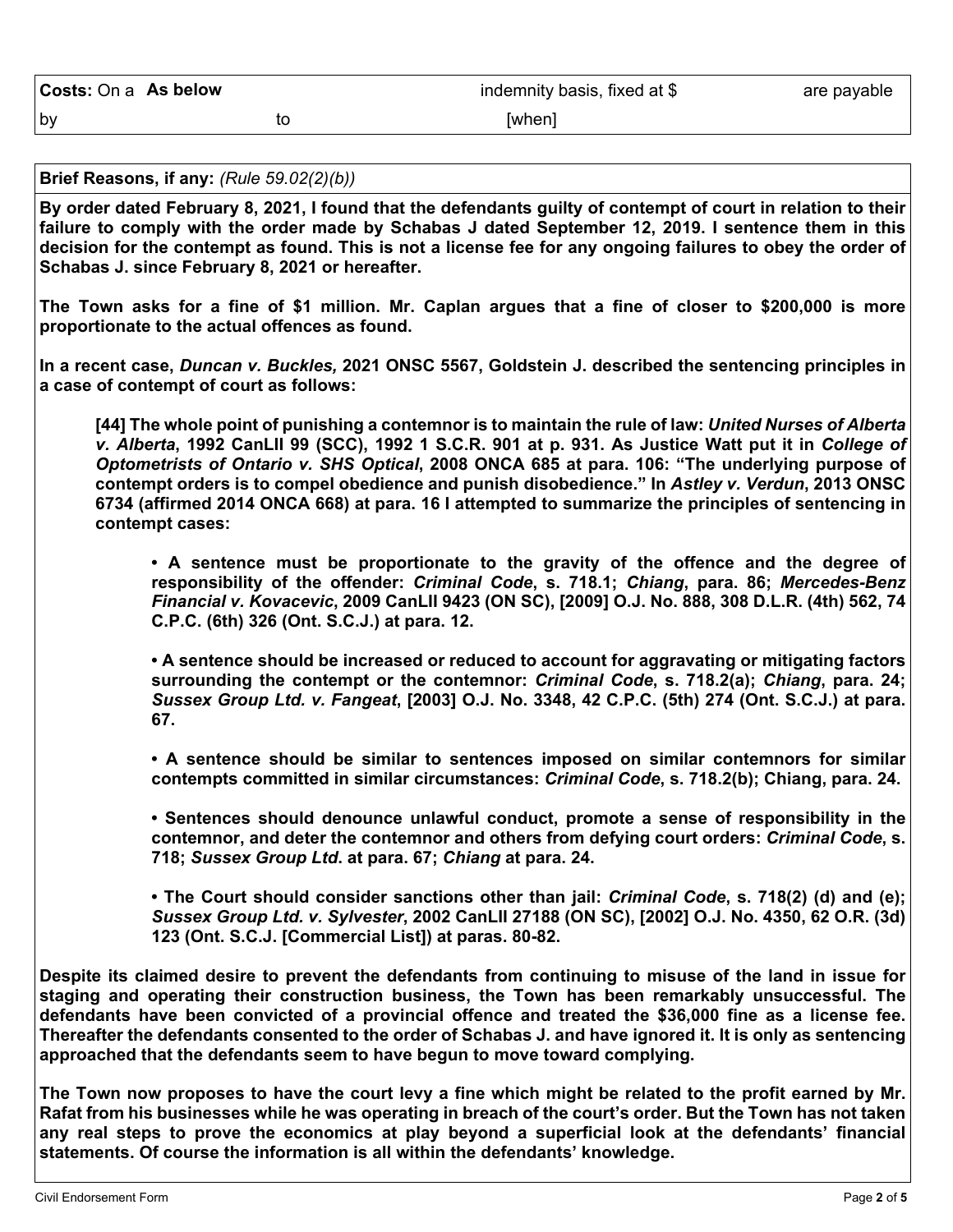| **Costs:** On a **As below** | | indemnity basis, fixed at $ | are payable |
| --- | --- | --- | --- |
| by | to | [when] | |

**Brief Reasons, if any:** *(Rule 59.02(2)(b))*

**By order dated February 8, 2021, I found that the defendants guilty of contempt of court in relation to their failure to comply with the order made by Schabas J dated September 12, 2019. I sentence them in this decision for the contempt as found. This is not a license fee for any ongoing failures to obey the order of Schabas J. since February 8, 2021 or hereafter.**

**The Town asks for a fine of $1 million. Mr. Caplan argues that a fine of closer to $200,000 is more proportionate to the actual offences as found.**

**In a recent case, *Duncan v. Buckles,* 2021 ONSC 5567, Goldstein J. described the sentencing principles in a case of contempt of court as follows:**

> **[44] The whole point of punishing a contemnor is to maintain the rule of law: *United Nurses of Alberta v. Alberta*, 1992 CanLII 99 (SCC), 1992 1 S.C.R. 901 at p. 931. As Justice Watt put it in *College of Optometrists of Ontario v. SHS Optical*, 2008 ONCA 685 at para. 106: "The underlying purpose of contempt orders is to compel obedience and punish disobedience." In *Astley v. Verdun*, 2013 ONSC 6734 (affirmed 2014 ONCA 668) at para. 16 I attempted to summarize the principles of sentencing in contempt cases:**
>
> - **A sentence must be proportionate to the gravity of the offence and the degree of responsibility of the offender: *Criminal Code*, s. 718.1; *Chiang*, para. 86; *Mercedes-Benz Financial v. Kovacevic*, 2009 CanLII 9423 (ON SC), [2009] O.J. No. 888, 308 D.L.R. (4th) 562, 74 C.P.C. (6th) 326 (Ont. S.C.J.) at para. 12.**
>
> - **A sentence should be increased or reduced to account for aggravating or mitigating factors surrounding the contempt or the contemnor: *Criminal Code*, s. 718.2(a); *Chiang*, para. 24; *Sussex Group Ltd. v. Fangeat*, [2003] O.J. No. 3348, 42 C.P.C. (5th) 274 (Ont. S.C.J.) at para. 67.**
>
> - **A sentence should be similar to sentences imposed on similar contemnors for similar contempts committed in similar circumstances: *Criminal Code*, s. 718.2(b); Chiang, para. 24.**
>
> - **Sentences should denounce unlawful conduct, promote a sense of responsibility in the contemnor, and deter the contemnor and others from defying court orders: *Criminal Code*, s. 718; *Sussex Group Ltd*. at para. 67; *Chiang* at para. 24.**
>
> - **The Court should consider sanctions other than jail: *Criminal Code*, s. 718(2) (d) and (e); *Sussex Group Ltd. v. Sylvester*, 2002 CanLII 27188 (ON SC), [2002] O.J. No. 4350, 62 O.R. (3d) 123 (Ont. S.C.J. [Commercial List]) at paras. 80-82.**

**Despite its claimed desire to prevent the defendants from continuing to misuse of the land in issue for staging and operating their construction business, the Town has been remarkably unsuccessful. The defendants have been convicted of a provincial offence and treated the $36,000 fine as a license fee. Thereafter the defendants consented to the order of Schabas J. and have ignored it. It is only as sentencing approached that the defendants seem to have begun to move toward complying.**

**The Town now proposes to have the court levy a fine which might be related to the profit earned by Mr. Rafat from his businesses while he was operating in breach of the court's order. But the Town has not taken any real steps to prove the economics at play beyond a superficial look at the defendants' financial statements. Of course the information is all within the defendants' knowledge.**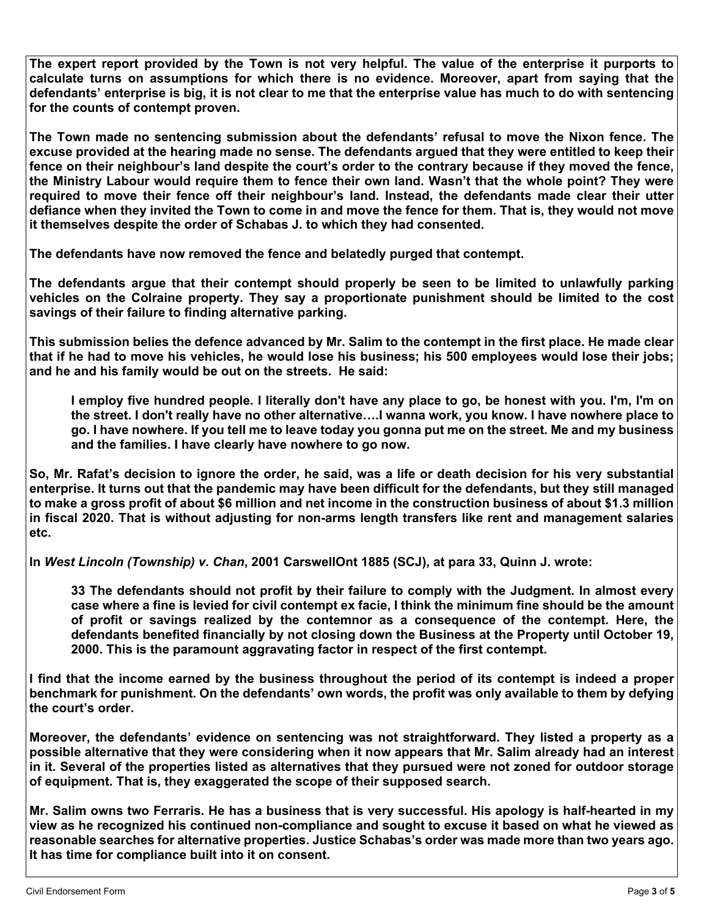**The expert report provided by the Town is not very helpful. The value of the enterprise it purports to calculate turns on assumptions for which there is no evidence. Moreover, apart from saying that the defendants' enterprise is big, it is not clear to me that the enterprise value has much to do with sentencing for the counts of contempt proven.**

**The Town made no sentencing submission about the defendants' refusal to move the Nixon fence. The excuse provided at the hearing made no sense. The defendants argued that they were entitled to keep their fence on their neighbour's land despite the court's order to the contrary because if they moved the fence, the Ministry Labour would require them to fence their own land. Wasn't that the whole point? They were required to move their fence off their neighbour's land. Instead, the defendants made clear their utter defiance when they invited the Town to come in and move the fence for them. That is, they would not move it themselves despite the order of Schabas J. to which they had consented.**

**The defendants have now removed the fence and belatedly purged that contempt.**

**The defendants argue that their contempt should properly be seen to be limited to unlawfully parking vehicles on the Colraine property. They say a proportionate punishment should be limited to the cost savings of their failure to finding alternative parking.**

**This submission belies the defence advanced by Mr. Salim to the contempt in the first place. He made clear that if he had to move his vehicles, he would lose his business; his 500 employees would lose their jobs; and he and his family would be out on the streets. He said:**

> **I employ five hundred people. I literally don't have any place to go, be honest with you. I'm, I'm on the street. I don't really have no other alternative….I wanna work, you know. I have nowhere place to go. I have nowhere. If you tell me to leave today you gonna put me on the street. Me and my business and the families. I have clearly have nowhere to go now.**

**So, Mr. Rafat's decision to ignore the order, he said, was a life or death decision for his very substantial enterprise. It turns out that the pandemic may have been difficult for the defendants, but they still managed to make a gross profit of about $6 million and net income in the construction business of about $1.3 million in fiscal 2020. That is without adjusting for non-arms length transfers like rent and management salaries etc.**

**In *West Lincoln (Township) v. Chan*, 2001 CarswellOnt 1885 (SCJ), at para 33, Quinn J. wrote:**

> **33 The defendants should not profit by their failure to comply with the Judgment. In almost every case where a fine is levied for civil contempt ex facie, I think the minimum fine should be the amount of profit or savings realized by the contemnor as a consequence of the contempt. Here, the defendants benefited financially by not closing down the Business at the Property until October 19, 2000. This is the paramount aggravating factor in respect of the first contempt.**

**I find that the income earned by the business throughout the period of its contempt is indeed a proper benchmark for punishment. On the defendants' own words, the profit was only available to them by defying the court's order.**

**Moreover, the defendants' evidence on sentencing was not straightforward. They listed a property as a possible alternative that they were considering when it now appears that Mr. Salim already had an interest in it. Several of the properties listed as alternatives that they pursued were not zoned for outdoor storage of equipment. That is, they exaggerated the scope of their supposed search.**

**Mr. Salim owns two Ferraris. He has a business that is very successful. His apology is half-hearted in my view as he recognized his continued non-compliance and sought to excuse it based on what he viewed as reasonable searches for alternative properties. Justice Schabas's order was made more than two years ago. It has time for compliance built into it on consent.**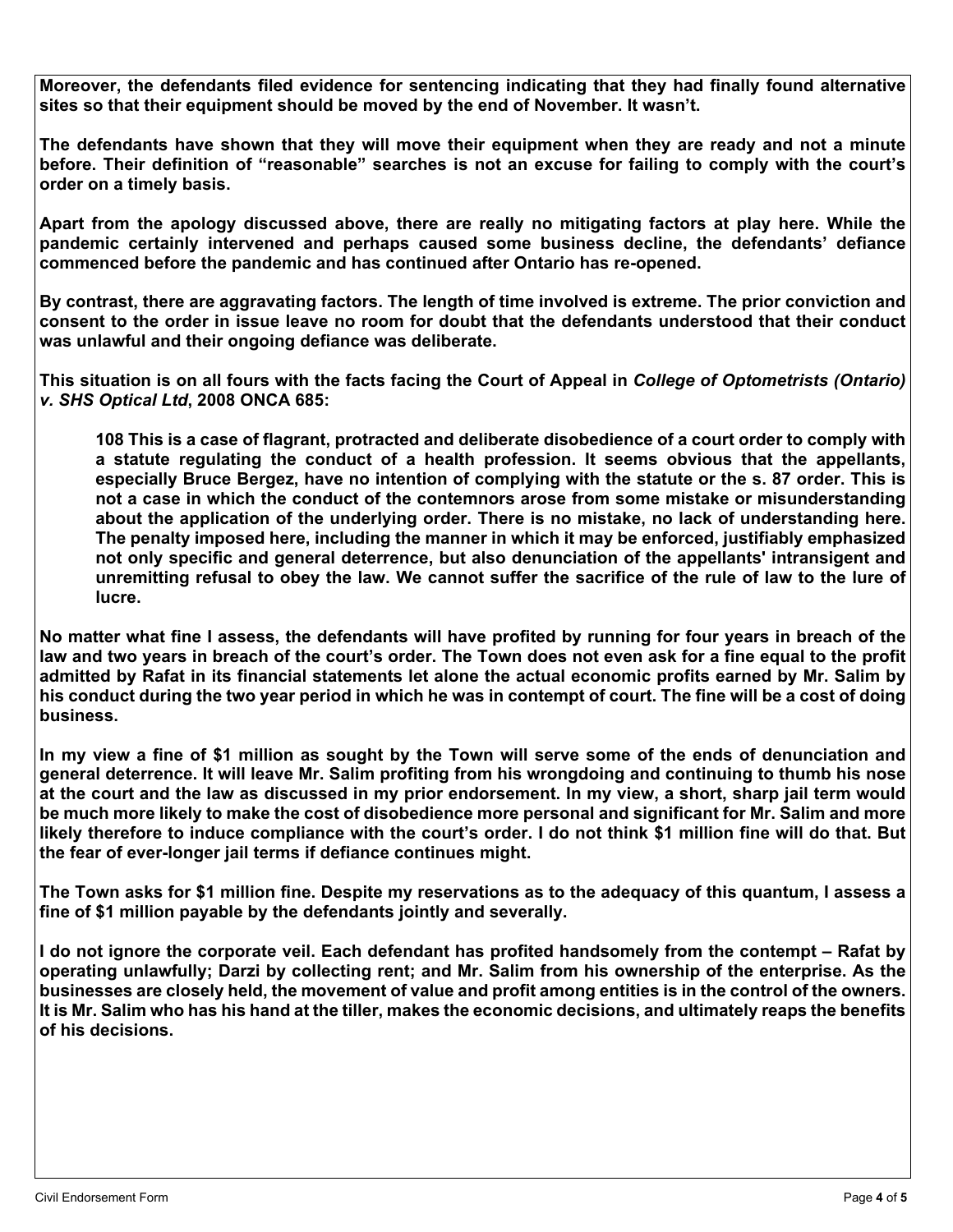**Moreover, the defendants filed evidence for sentencing indicating that they had finally found alternative sites so that their equipment should be moved by the end of November. It wasn't.**

**The defendants have shown that they will move their equipment when they are ready and not a minute before. Their definition of "reasonable" searches is not an excuse for failing to comply with the court's order on a timely basis.**

**Apart from the apology discussed above, there are really no mitigating factors at play here. While the pandemic certainly intervened and perhaps caused some business decline, the defendants' defiance commenced before the pandemic and has continued after Ontario has re-opened.**

**By contrast, there are aggravating factors. The length of time involved is extreme. The prior conviction and consent to the order in issue leave no room for doubt that the defendants understood that their conduct was unlawful and their ongoing defiance was deliberate.**

**This situation is on all fours with the facts facing the Court of Appeal in *College of Optometrists (Ontario) v. SHS Optical Ltd*, 2008 ONCA 685:**

> **108 This is a case of flagrant, protracted and deliberate disobedience of a court order to comply with a statute regulating the conduct of a health profession. It seems obvious that the appellants, especially Bruce Bergez, have no intention of complying with the statute or the s. 87 order. This is not a case in which the conduct of the contemnors arose from some mistake or misunderstanding about the application of the underlying order. There is no mistake, no lack of understanding here. The penalty imposed here, including the manner in which it may be enforced, justifiably emphasized not only specific and general deterrence, but also denunciation of the appellants' intransigent and unremitting refusal to obey the law. We cannot suffer the sacrifice of the rule of law to the lure of lucre.**

**No matter what fine I assess, the defendants will have profited by running for four years in breach of the law and two years in breach of the court's order. The Town does not even ask for a fine equal to the profit admitted by Rafat in its financial statements let alone the actual economic profits earned by Mr. Salim by his conduct during the two year period in which he was in contempt of court. The fine will be a cost of doing business.**

**In my view a fine of $1 million as sought by the Town will serve some of the ends of denunciation and general deterrence. It will leave Mr. Salim profiting from his wrongdoing and continuing to thumb his nose at the court and the law as discussed in my prior endorsement. In my view, a short, sharp jail term would be much more likely to make the cost of disobedience more personal and significant for Mr. Salim and more likely therefore to induce compliance with the court's order. I do not think $1 million fine will do that. But the fear of ever-longer jail terms if defiance continues might.**

**The Town asks for $1 million fine. Despite my reservations as to the adequacy of this quantum, I assess a fine of $1 million payable by the defendants jointly and severally.**

**I do not ignore the corporate veil. Each defendant has profited handsomely from the contempt – Rafat by operating unlawfully; Darzi by collecting rent; and Mr. Salim from his ownership of the enterprise. As the businesses are closely held, the movement of value and profit among entities is in the control of the owners. It is Mr. Salim who has his hand at the tiller, makes the economic decisions, and ultimately reaps the benefits of his decisions.**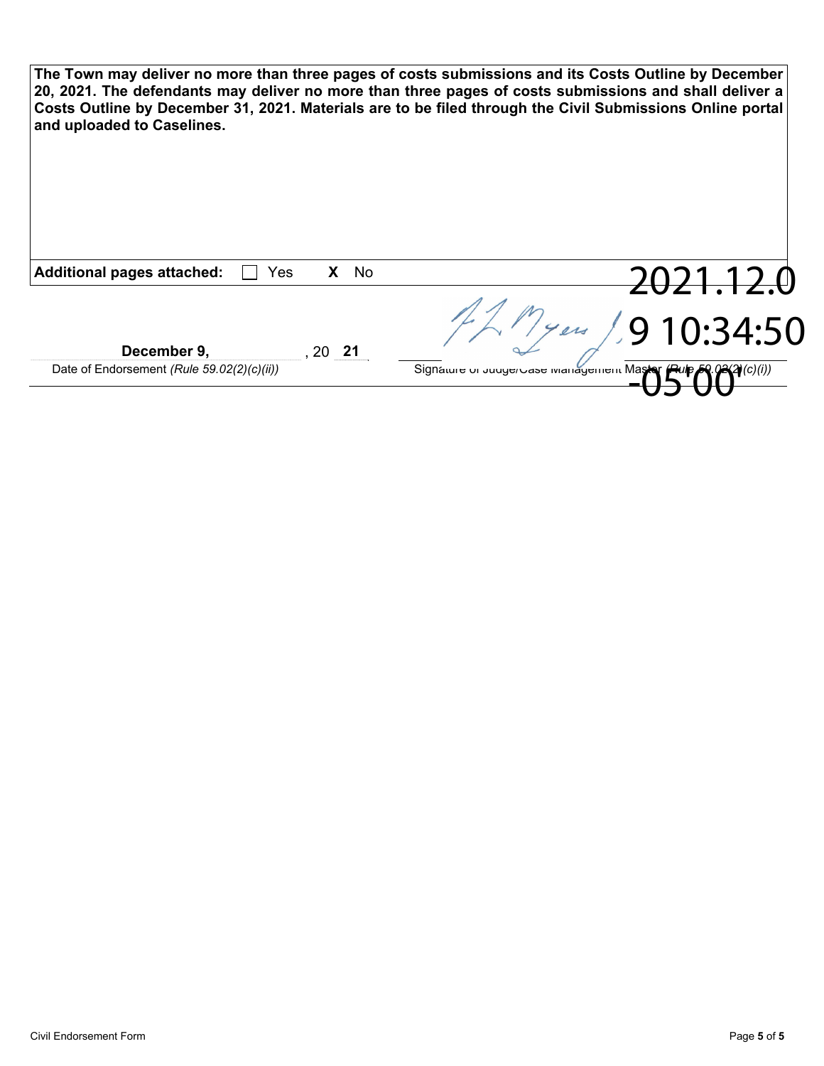**The Town may deliver no more than three pages of costs submissions and its Costs Outline by December 20, 2021. The defendants may deliver no more than three pages of costs submissions and shall deliver a Costs Outline by December 31, 2021. Materials are to be filed through the Civil Submissions Online portal and uploaded to Caselines.**

**Additional pages attached:** ☐ Yes **X** No

2021.12.09 10:34:50 -05'00'

**December 9,** , 20 **21**

Date of Endorsement *(Rule 59.02(2)(c)(ii))*

Signature of Judge/Case Management Master *(Rule 59.02(2)(c)(i))*